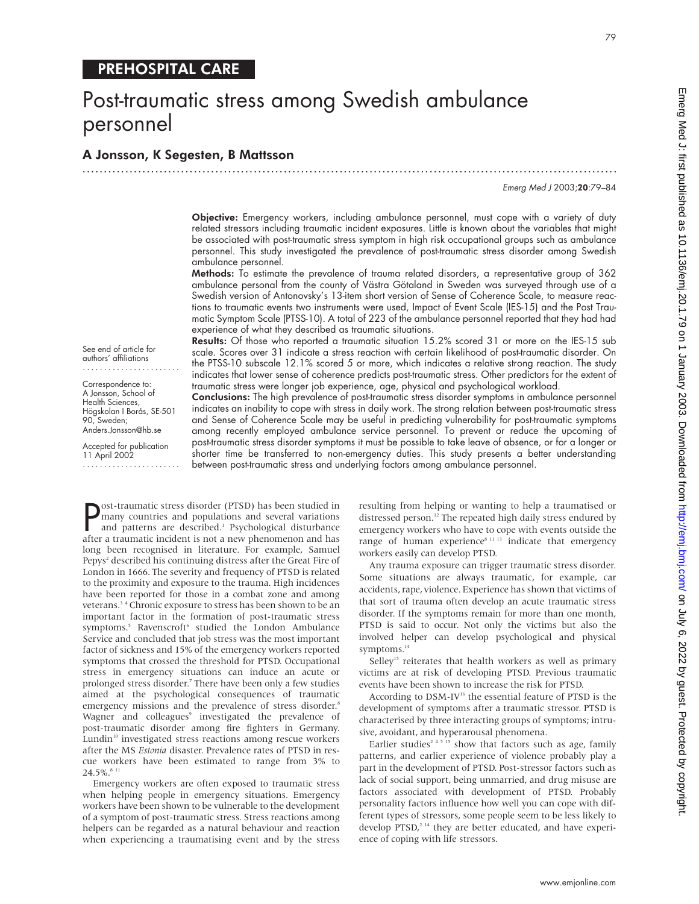PREHOSPITAL CARE

# Post-traumatic stress among Swedish ambulance personnel

**A Jonsson, K Segesten, B Mattsson**

See end of article for authors' affiliations

Correspondence to: A Jonsson, School of Health Sciences, Högskolan I Borås, SE-501 90, Sweden; Anders.Jonsson@hb.se

Accepted for publication 11 April 2002

**Objective:** Emergency workers, including ambulance personnel, must cope with a variety of duty related stressors including traumatic incident exposures. Little is known about the variables that might be associated with post-traumatic stress symptom in high risk occupational groups such as ambulance personnel. This study investigated the prevalence of post-traumatic stress disorder among Swedish ambulance personnel.

**Methods:** To estimate the prevalence of trauma related disorders, a representative group of 362 ambulance personal from the county of Västra Götaland in Sweden was surveyed through use of a Swedish version of Antonovsky's 13-item short version of Sense of Coherence Scale, to measure reactions to traumatic events two instruments were used, Impact of Event Scale (IES-15) and the Post Traumatic Symptom Scale (PTSS-10). A total of 223 of the ambulance personnel reported that they had had experience of what they described as traumatic situations.

**Results:** Of those who reported a traumatic situation 15.2% scored 31 or more on the IES-15 sub scale. Scores over 31 indicate a stress reaction with certain likelihood of post-traumatic disorder. On the PTSS-10 subscale 12.1% scored 5 or more, which indicates a relative strong reaction. The study indicates that lower sense of coherence predicts post-traumatic stress. Other predictors for the extent of traumatic stress were longer job experience, age, physical and psychological workload.

**Conclusions:** The high prevalence of post-traumatic stress disorder symptoms in ambulance personnel indicates an inability to cope with stress in daily work. The strong relation between post-traumatic stress and Sense of Coherence Scale may be useful in predicting vulnerability for post-traumatic symptoms among recently employed ambulance service personnel. To prevent or reduce the upcoming of post-traumatic stress disorder symptoms it must be possible to take leave of absence, or for a longer or shorter time be transferred to non-emergency duties. This study presents a better understanding between post-traumatic stress and underlying factors among ambulance personnel.

Post-traumatic stress disorder (PTSD) has been studied in many countries and populations and several variations and patterns are described.[1] Psychological disturbance after a traumatic incident is not a new phenomenon and has long been recognised in literature. For example, Samuel Pepys[2] described his continuing distress after the Great Fire of London in 1666. The severity and frequency of PTSD is related to the proximity and exposure to the trauma. High incidences have been reported for those in a combat zone and among veterans.[3 4] Chronic exposure to stress has been shown to be an important factor in the formation of post-traumatic stress symptoms.[5] Ravenscroft[6] studied the London Ambulance Service and concluded that job stress was the most important factor of sickness and 15% of the emergency workers reported symptoms that crossed the threshold for PTSD. Occupational stress in emergency situations can induce an acute or prolonged stress disorder.[7] There have been only a few studies aimed at the psychological consequences of traumatic emergency missions and the prevalence of stress disorder.[8] Wagner and colleagues[9] investigated the prevalence of post-traumatic disorder among fire fighters in Germany. Lundin[10] investigated stress reactions among rescue workers after the MS *Estonia* disaster. Prevalence rates of PTSD in rescue workers have been estimated to range from 3% to 24.5%.[8 11]

Emergency workers are often exposed to traumatic stress when helping people in emergency situations. Emergency workers have been shown to be vulnerable to the development of a symptom of post-traumatic stress. Stress reactions among helpers can be regarded as a natural behaviour and reaction when experiencing a traumatising event and by the stress resulting from helping or wanting to help a traumatised or distressed person.[12] The repeated high daily stress endured by emergency workers who have to cope with events outside the range of human experience[8 11 13] indicate that emergency workers easily can develop PTSD.

Any trauma exposure can trigger traumatic stress disorder. Some situations are always traumatic, for example, car accidents, rape, violence. Experience has shown that victims of that sort of trauma often develop an acute traumatic stress disorder. If the symptoms remain for more than one month, PTSD is said to occur. Not only the victims but also the involved helper can develop psychological and physical symptoms.[14]

Selley[15] reiterates that health workers as well as primary victims are at risk of developing PTSD. Previous traumatic events have been shown to increase the risk for PTSD.

According to DSM-IV[16] the essential feature of PTSD is the development of symptoms after a traumatic stressor. PTSD is characterised by three interacting groups of symptoms; intrusive, avoidant, and hyperarousal phenomena.

Earlier studies[2 4 5 15] show that factors such as age, family patterns, and earlier experience of violence probably play a part in the development of PTSD. Post-stressor factors such as lack of social support, being unmarried, and drug misuse are factors associated with development of PTSD. Probably personality factors influence how well you can cope with different types of stressors, some people seem to be less likely to develop PTSD,[2 14] they are better educated, and have experience of coping with life stressors.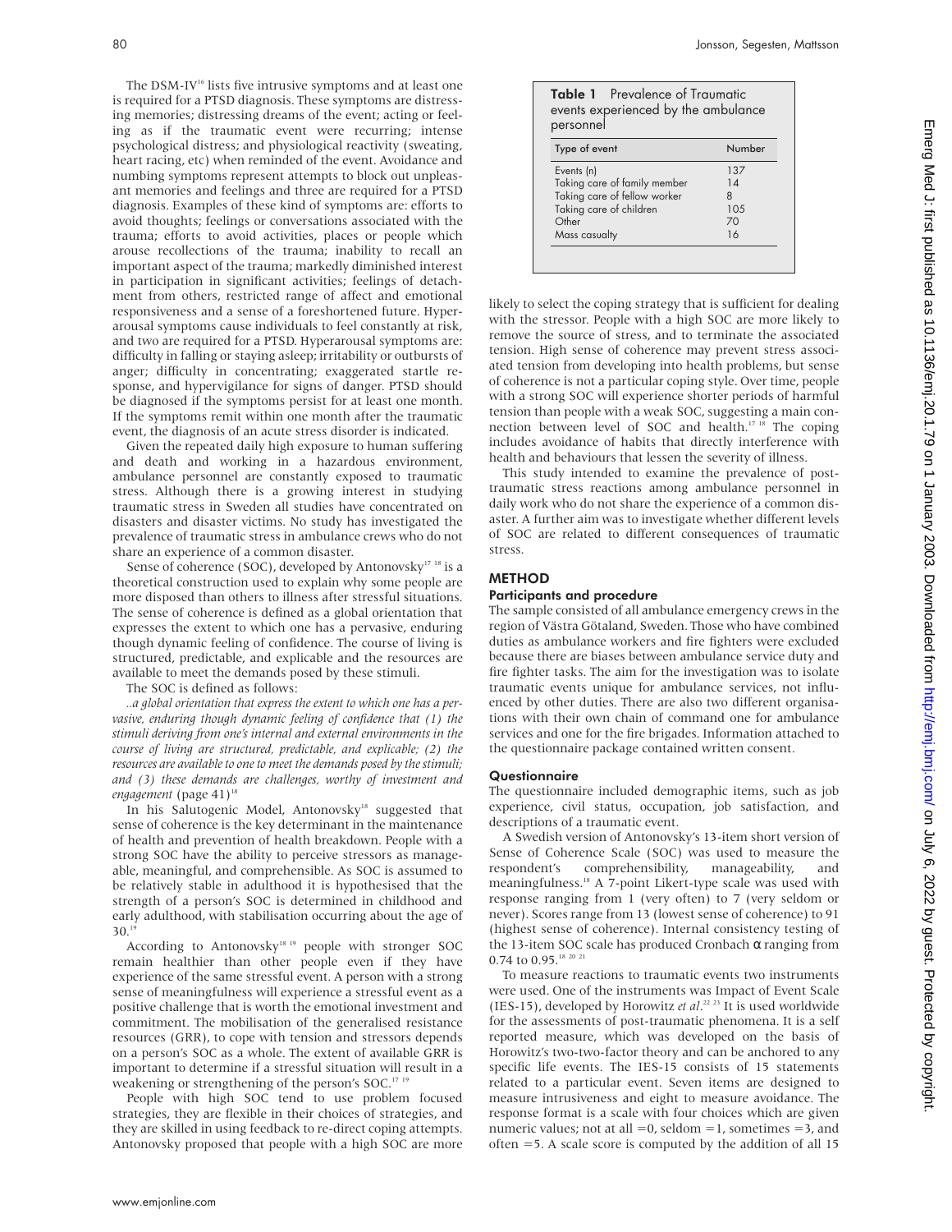The DSM-IV[16] lists five intrusive symptoms and at least one is required for a PTSD diagnosis. These symptoms are distressing memories; distressing dreams of the event; acting or feeling as if the traumatic event were recurring; intense psychological distress; and physiological reactivity (sweating, heart racing, etc) when reminded of the event. Avoidance and numbing symptoms represent attempts to block out unpleasant memories and feelings and three are required for a PTSD diagnosis. Examples of these kind of symptoms are: efforts to avoid thoughts; feelings or conversations associated with the trauma; efforts to avoid activities, places or people which arouse recollections of the trauma; inability to recall an important aspect of the trauma; markedly diminished interest in participation in significant activities; feelings of detachment from others, restricted range of affect and emotional responsiveness and a sense of a foreshortened future. Hyperarousal symptoms cause individuals to feel constantly at risk, and two are required for a PTSD. Hyperarousal symptoms are: difficulty in falling or staying asleep; irritability or outbursts of anger; difficulty in concentrating; exaggerated startle response, and hypervigilance for signs of danger. PTSD should be diagnosed if the symptoms persist for at least one month. If the symptoms remit within one month after the traumatic event, the diagnosis of an acute stress disorder is indicated.

Given the repeated daily high exposure to human suffering and death and working in a hazardous environment, ambulance personnel are constantly exposed to traumatic stress. Although there is a growing interest in studying traumatic stress in Sweden all studies have concentrated on disasters and disaster victims. No study has investigated the prevalence of traumatic stress in ambulance crews who do not share an experience of a common disaster.

Sense of coherence (SOC), developed by Antonovsky[17 18] is a theoretical construction used to explain why some people are more disposed than others to illness after stressful situations. The sense of coherence is defined as a global orientation that expresses the extent to which one has a pervasive, enduring though dynamic feeling of confidence. The course of living is structured, predictable, and explicable and the resources are available to meet the demands posed by these stimuli.

The SOC is defined as follows:

*..a global orientation that express the extent to which one has a pervasive, enduring though dynamic feeling of confidence that (1) the stimuli deriving from one's internal and external environments in the course of living are structured, predictable, and explicable; (2) the resources are available to one to meet the demands posed by the stimuli; and (3) these demands are challenges, worthy of investment and engagement* (page 41)[18]

In his Salutogenic Model, Antonovsky[18] suggested that sense of coherence is the key determinant in the maintenance of health and prevention of health breakdown. People with a strong SOC have the ability to perceive stressors as manageable, meaningful, and comprehensible. As SOC is assumed to be relatively stable in adulthood it is hypothesised that the strength of a person's SOC is determined in childhood and early adulthood, with stabilisation occurring about the age of 30.[19]

According to Antonovsky[18 19] people with stronger SOC remain healthier than other people even if they have experience of the same stressful event. A person with a strong sense of meaningfulness will experience a stressful event as a positive challenge that is worth the emotional investment and commitment. The mobilisation of the generalised resistance resources (GRR), to cope with tension and stressors depends on a person's SOC as a whole. The extent of available GRR is important to determine if a stressful situation will result in a weakening or strengthening of the person's SOC.[17 19]

People with high SOC tend to use problem focused strategies, they are flexible in their choices of strategies, and they are skilled in using feedback to re-direct coping attempts. Antonovsky proposed that people with a high SOC are more likely to select the coping strategy that is sufficient for dealing with the stressor. People with a high SOC are more likely to remove the source of stress, and to terminate the associated tension. High sense of coherence may prevent stress associated tension from developing into health problems, but sense of coherence is not a particular coping style. Over time, people with a strong SOC will experience shorter periods of harmful tension than people with a weak SOC, suggesting a main connection between level of SOC and health.[17 18] The coping includes avoidance of habits that directly interference with health and behaviours that lessen the severity of illness.

This study intended to examine the prevalence of post-traumatic stress reactions among ambulance personnel in daily work who do not share the experience of a common disaster. A further aim was to investigate whether different levels of SOC are related to different consequences of traumatic stress.

**Table 1** Prevalence of Traumatic events experienced by the ambulance personnel

| Type of event | Number |
|---|---|
| Events (n) | 137 |
| Taking care of family member | 14 |
| Taking care of fellow worker | 8 |
| Taking care of children | 105 |
| Other | 70 |
| Mass casualty | 16 |

## METHOD

### Participants and procedure

The sample consisted of all ambulance emergency crews in the region of Västra Götaland, Sweden. Those who have combined duties as ambulance workers and fire fighters were excluded because there are biases between ambulance service duty and fire fighter tasks. The aim for the investigation was to isolate traumatic events unique for ambulance services, not influenced by other duties. There are also two different organisations with their own chain of command one for ambulance services and one for the fire brigades. Information attached to the questionnaire package contained written consent.

### Questionnaire

The questionnaire included demographic items, such as job experience, civil status, occupation, job satisfaction, and descriptions of a traumatic event.

A Swedish version of Antonovsky's 13-item short version of Sense of Coherence Scale (SOC) was used to measure the respondent's comprehensibility, manageability, and meaningfulness.[18] A 7-point Likert-type scale was used with response ranging from 1 (very often) to 7 (very seldom or never). Scores range from 13 (lowest sense of coherence) to 91 (highest sense of coherence). Internal consistency testing of the 13-item SOC scale has produced Cronbach $\alpha$ ranging from 0.74 to 0.95.[18 20 21]

To measure reactions to traumatic events two instruments were used. One of the instruments was Impact of Event Scale (IES-15), developed by Horowitz *et al*.[22 23] It is used worldwide for the assessments of post-traumatic phenomena. It is a self reported measure, which was developed on the basis of Horowitz's two-two-factor theory and can be anchored to any specific life events. The IES-15 consists of 15 statements related to a particular event. Seven items are designed to measure intrusiveness and eight to measure avoidance. The response format is a scale with four choices which are given numeric values; not at all =0, seldom =1, sometimes =3, and often =5. A scale score is computed by the addition of all 15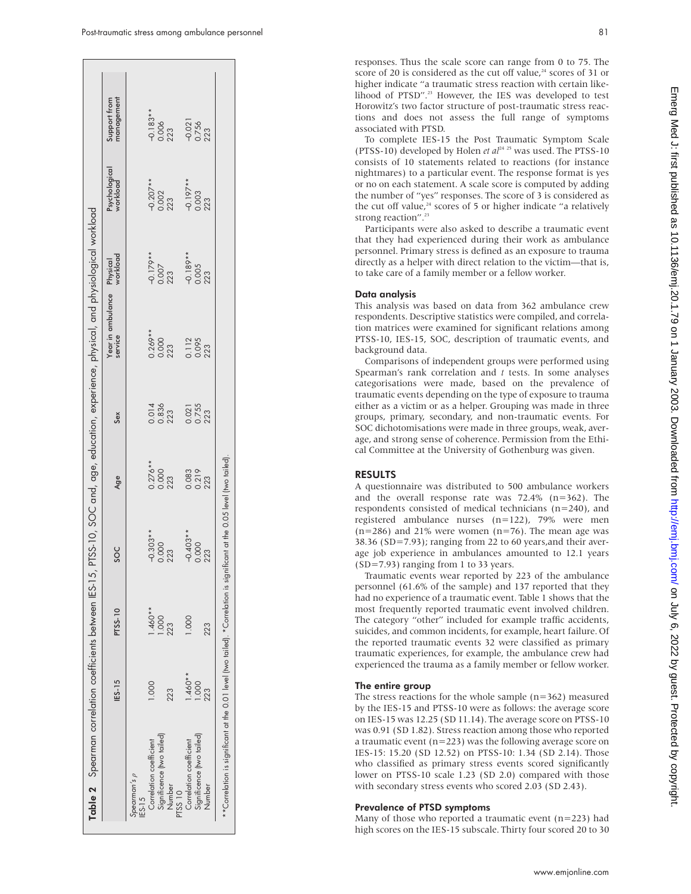**Table 2** Spearman correlation coefficients between IES-15, PTSS-10, SOC and, age, education, experience, physical, and physiological workload

| Spearman's ρ | IES-15 | PTSS-10 | SOC | Age | Sex | Year in ambulance service | Physical workload | Psychological workload | Support from management |
|---|---|---|---|---|---|---|---|---|---|
| IES-15 | | | | | | | | | |
| Correlation coefficient | 1.000 | 1.460** | −0.303** | 0.276** | 0.014 | 0.269** | −0.179** | −0.207** | −0.183** |
| Significance (two tailed) | | 1.000 | 0.000 | 0.000 | 0.836 | 0.000 | 0.007 | 0.002 | 0.006 |
| Number | 223 | 223 | 223 | 223 | 223 | 223 | 223 | 223 | 223 |
| PTSS 10 | | | | | | | | | |
| Correlation coefficient | 1.460** | 1.000 | −0.403** | 0.083 | 0.021 | 0.112 | −0.189** | −0.197** | −0.021 |
| Significance (two tailed) | 1.000 | | 0.000 | 0.219 | 0.755 | 0.095 | 0.005 | 0.003 | 0.756 |
| Number | 223 | 223 | 223 | 223 | 223 | 223 | 223 | 223 | 223 |

**Correlation is significant at the 0.01 level (two tailed). *Correlation is significant at the 0.05 level (two tailed).

responses. Thus the scale score can range from 0 to 75. The score of 20 is considered as the cut off value,[24] scores of 31 or higher indicate "a traumatic stress reaction with certain likelihood of PTSD".[23] However, the IES was developed to test Horowitz's two factor structure of post-traumatic stress reactions and does not assess the full range of symptoms associated with PTSD.

To complete IES-15 the Post Traumatic Symptom Scale (PTSS-10) developed by Holen *et al*[24 25] was used. The PTSS-10 consists of 10 statements related to reactions (for instance nightmares) to a particular event. The response format is yes or no on each statement. A scale score is computed by adding the number of "yes" responses. The score of 3 is considered as the cut off value,[24] scores of 5 or higher indicate "a relatively strong reaction".[23]

Participants were also asked to describe a traumatic event that they had experienced during their work as ambulance personnel. Primary stress is defined as an exposure to trauma directly as a helper with direct relation to the victim—that is, to take care of a family member or a fellow worker.

### Data analysis

This analysis was based on data from 362 ambulance crew respondents. Descriptive statistics were compiled, and correlation matrices were examined for significant relations among PTSS-10, IES-15, SOC, description of traumatic events, and background data.

Comparisons of independent groups were performed using Spearman's rank correlation and *t* tests. In some analyses categorisations were made, based on the prevalence of traumatic events depending on the type of exposure to trauma either as a victim or as a helper. Grouping was made in three groups, primary, secondary, and non-traumatic events. For SOC dichotomisations were made in three groups, weak, average, and strong sense of coherence. Permission from the Ethical Committee at the University of Gothenburg was given.

## RESULTS

A questionnaire was distributed to 500 ambulance workers and the overall response rate was 72.4% (n=362). The respondents consisted of medical technicians (n=240), and registered ambulance nurses (n=122), 79% were men (n=286) and 21% were women (n=76). The mean age was 38.36 (SD=7.93); ranging from 22 to 60 years,and their average job experience in ambulances amounted to 12.1 years (SD=7.93) ranging from 1 to 33 years.

Traumatic events wear reported by 223 of the ambulance personnel (61.6% of the sample) and 137 reported that they had no experience of a traumatic event. Table 1 shows that the most frequently reported traumatic event involved children. The category "other" included for example traffic accidents, suicides, and common incidents, for example, heart failure. Of the reported traumatic events 32 were classified as primary traumatic experiences, for example, the ambulance crew had experienced the trauma as a family member or fellow worker.

### The entire group

The stress reactions for the whole sample (n=362) measured by the IES-15 and PTSS-10 were as follows: the average score on IES-15 was 12.25 (SD 11.14). The average score on PTSS-10 was 0.91 (SD 1.82). Stress reaction among those who reported a traumatic event (n=223) was the following average score on IES-15: 15.20 (SD 12.52) on PTSS-10: 1.34 (SD 2.14). Those who classified as primary stress events scored significantly lower on PTSS-10 scale 1.23 (SD 2.0) compared with those with secondary stress events who scored 2.03 (SD 2.43).

### Prevalence of PTSD symptoms

Many of those who reported a traumatic event (n=223) had high scores on the IES-15 subscale. Thirty four scored 20 to 30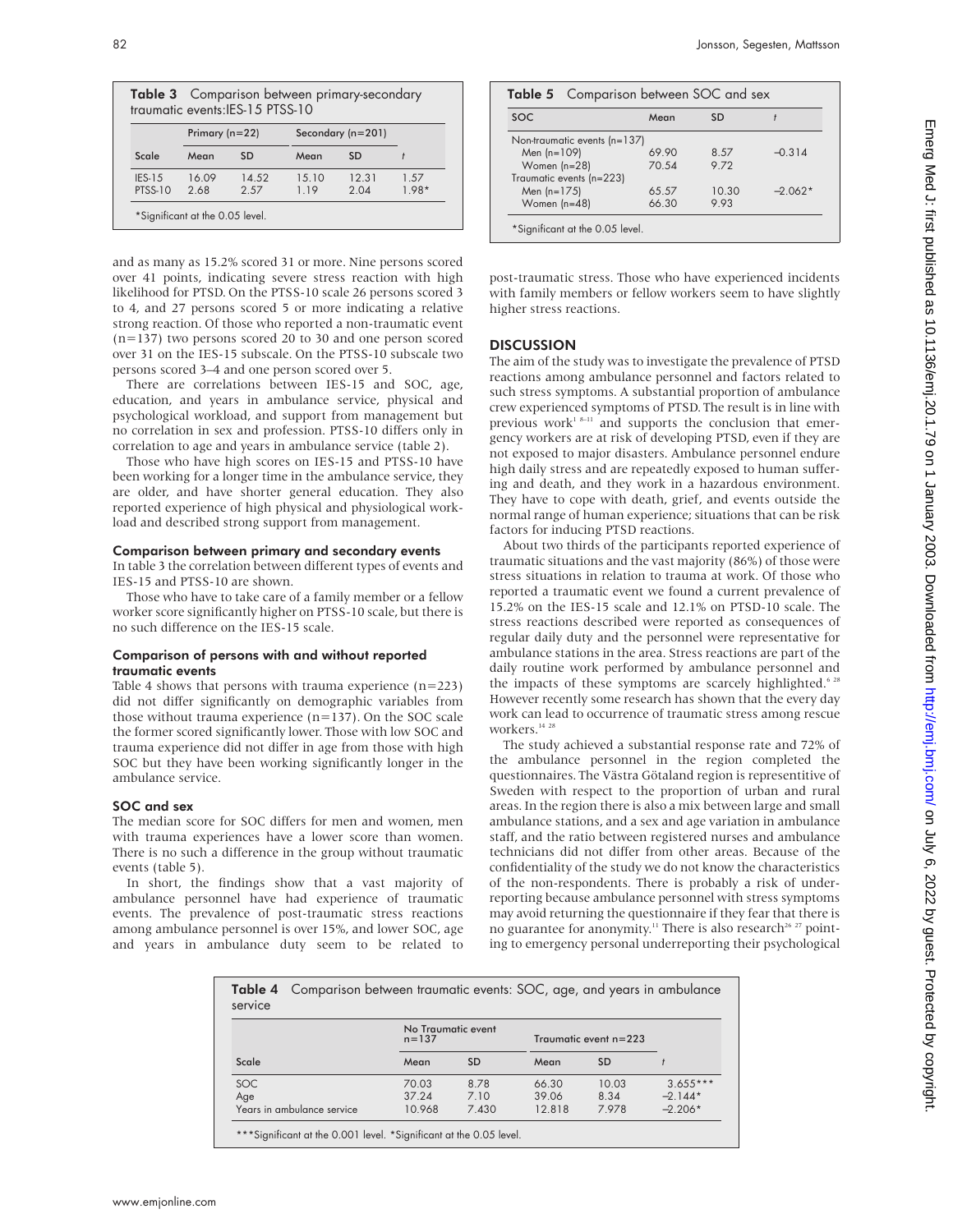**Table 3** Comparison between primary-secondary traumatic events:IES-15 PTSS-10

| | Primary (n=22) | | Secondary (n=201) | | |
|---|---|---|---|---|---|
| Scale | Mean | SD | Mean | SD | t |
| IES-15 | 16.09 | 14.52 | 15.10 | 12.31 | 1.57 |
| PTSS-10 | 2.68 | 2.57 | 1.19 | 2.04 | 1.98* |

*Significant at the 0.05 level.

and as many as 15.2% scored 31 or more. Nine persons scored over 41 points, indicating severe stress reaction with high likelihood for PTSD. On the PTSS-10 scale 26 persons scored 3 to 4, and 27 persons scored 5 or more indicating a relative strong reaction. Of those who reported a non-traumatic event (n=137) two persons scored 20 to 30 and one person scored over 31 on the IES-15 subscale. On the PTSS-10 subscale two persons scored 3–4 and one person scored over 5.

There are correlations between IES-15 and SOC, age, education, and years in ambulance service, physical and psychological workload, and support from management but no correlation in sex and profession. PTSS-10 differs only in correlation to age and years in ambulance service (table 2).

Those who have high scores on IES-15 and PTSS-10 have been working for a longer time in the ambulance service, they are older, and have shorter general education. They also reported experience of high physical and physiological workload and described strong support from management.

### Comparison between primary and secondary events

In table 3 the correlation between different types of events and IES-15 and PTSS-10 are shown.

Those who have to take care of a family member or a fellow worker score significantly higher on PTSS-10 scale, but there is no such difference on the IES-15 scale.

### Comparison of persons with and without reported traumatic events

Table 4 shows that persons with trauma experience (n=223) did not differ significantly on demographic variables from those without trauma experience (n=137). On the SOC scale the former scored significantly lower. Those with low SOC and trauma experience did not differ in age from those with high SOC but they have been working significantly longer in the ambulance service.

### SOC and sex

The median score for SOC differs for men and women, men with trauma experiences have a lower score than women. There is no such a difference in the group without traumatic events (table 5).

In short, the findings show that a vast majority of ambulance personnel have had experience of traumatic events. The prevalence of post-traumatic stress reactions among ambulance personnel is over 15%, and lower SOC, age and years in ambulance duty seem to be related to post-traumatic stress. Those who have experienced incidents with family members or fellow workers seem to have slightly higher stress reactions.

**Table 5** Comparison between SOC and sex

| SOC | Mean | SD | t |
|---|---|---|---|
| Non-traumatic events (n=137) | | | |
| Men (n=109) | 69.90 | 8.57 | –0.314 |
| Women (n=28) | 70.54 | 9.72 | |
| Traumatic events (n=223) | | | |
| Men (n=175) | 65.57 | 10.30 | –2.062* |
| Women (n=48) | 66.30 | 9.93 | |

*Significant at the 0.05 level.

## DISCUSSION

The aim of the study was to investigate the prevalence of PTSD reactions among ambulance personnel and factors related to such stress symptoms. A substantial proportion of ambulance crew experienced symptoms of PTSD. The result is in line with previous work[1 8–11] and supports the conclusion that emergency workers are at risk of developing PTSD, even if they are not exposed to major disasters. Ambulance personnel endure high daily stress and are repeatedly exposed to human suffering and death, and they work in a hazardous environment. They have to cope with death, grief, and events outside the normal range of human experience; situations that can be risk factors for inducing PTSD reactions.

About two thirds of the participants reported experience of traumatic situations and the vast majority (86%) of those were stress situations in relation to trauma at work. Of those who reported a traumatic event we found a current prevalence of 15.2% on the IES-15 scale and 12.1% on PTSD-10 scale. The stress reactions described were reported as consequences of regular daily duty and the personnel were representative for ambulance stations in the area. Stress reactions are part of the daily routine work performed by ambulance personnel and the impacts of these symptoms are scarcely highlighted.[6 28] However recently some research has shown that the every day work can lead to occurrence of traumatic stress among rescue workers.[14 28]

The study achieved a substantial response rate and 72% of the ambulance personnel in the region completed the questionnaires. The Västra Götaland region is representitive of Sweden with respect to the proportion of urban and rural areas. In the region there is also a mix between large and small ambulance stations, and a sex and age variation in ambulance staff, and the ratio between registered nurses and ambulance technicians did not differ from other areas. Because of the confidentiality of the study we do not know the characteristics of the non-respondents. There is probably a risk of underreporting because ambulance personnel with stress symptoms may avoid returning the questionnaire if they fear that there is no guarantee for anonymity.[11] There is also research[26 27] pointing to emergency personal underreporting their psychological

**Table 4** Comparison between traumatic events: SOC, age, and years in ambulance service

| | No Traumatic event n=137 | | Traumatic event n=223 | | |
|---|---|---|---|---|---|
| Scale | Mean | SD | Mean | SD | t |
| SOC | 70.03 | 8.78 | 66.30 | 10.03 | 3.655*** |
| Age | 37.24 | 7.10 | 39.06 | 8.34 | –2.144* |
| Years in ambulance service | 10.968 | 7.430 | 12.818 | 7.978 | –2.206* |

***Significant at the 0.001 level. *Significant at the 0.05 level.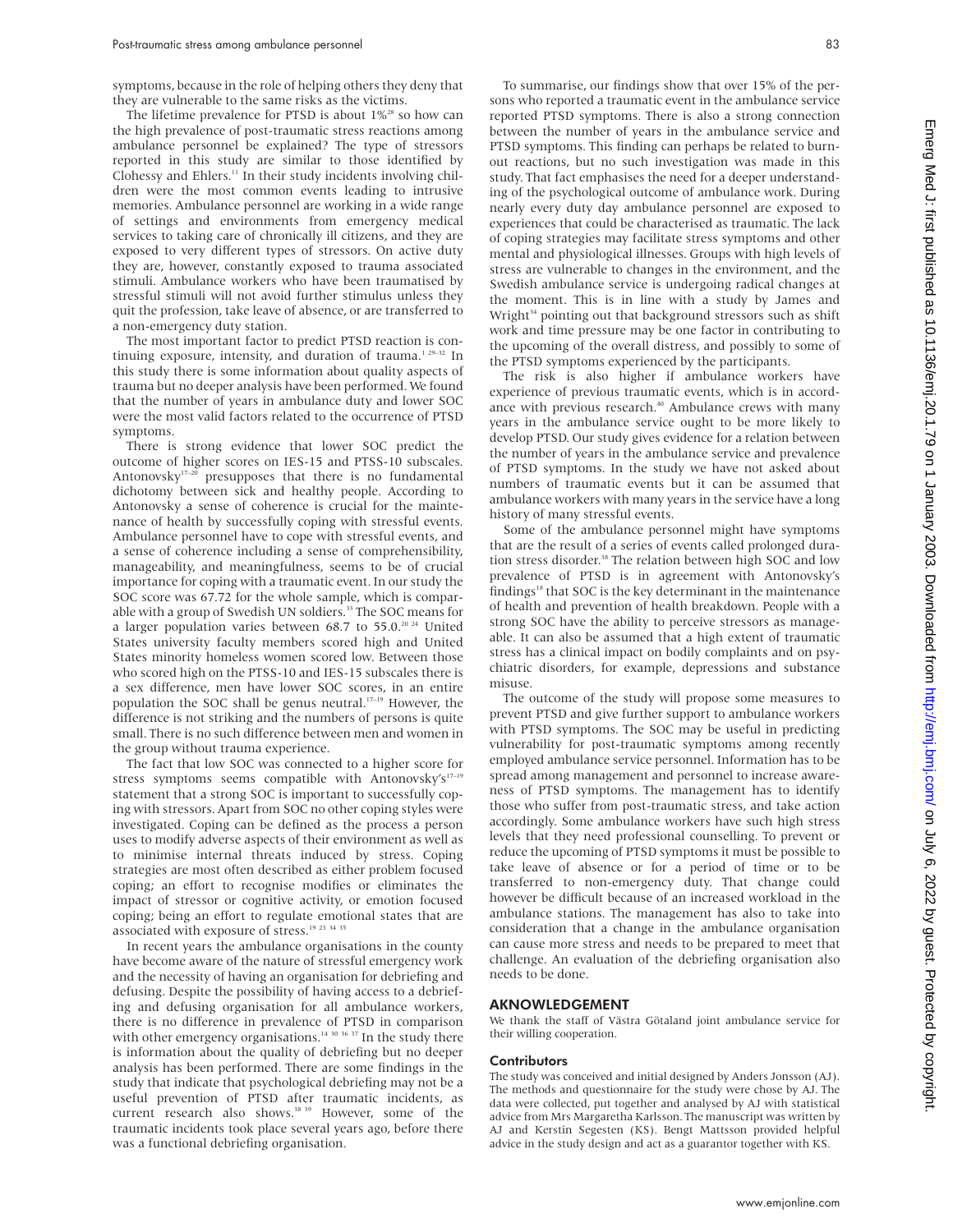symptoms, because in the role of helping others they deny that they are vulnerable to the same risks as the victims.

The lifetime prevalence for PTSD is about 1%[28] so how can the high prevalence of post-traumatic stress reactions among ambulance personnel be explained? The type of stressors reported in this study are similar to those identified by Clohessy and Ehlers.[11] In their study incidents involving children were the most common events leading to intrusive memories. Ambulance personnel are working in a wide range of settings and environments from emergency medical services to taking care of chronically ill citizens, and they are exposed to very different types of stressors. On active duty they are, however, constantly exposed to trauma associated stimuli. Ambulance workers who have been traumatised by stressful stimuli will not avoid further stimulus unless they quit the profession, take leave of absence, or are transferred to a non-emergency duty station.

The most important factor to predict PTSD reaction is continuing exposure, intensity, and duration of trauma.[1 29–32] In this study there is some information about quality aspects of trauma but no deeper analysis have been performed. We found that the number of years in ambulance duty and lower SOC were the most valid factors related to the occurrence of PTSD symptoms.

There is strong evidence that lower SOC predict the outcome of higher scores on IES-15 and PTSS-10 subscales. Antonovsky[17–20] presupposes that there is no fundamental dichotomy between sick and healthy people. According to Antonovsky a sense of coherence is crucial for the maintenance of health by successfully coping with stressful events. Ambulance personnel have to cope with stressful events, and a sense of coherence including a sense of comprehensibility, manageability, and meaningfulness, seems to be of crucial importance for coping with a traumatic event. In our study the SOC score was 67.72 for the whole sample, which is comparable with a group of Swedish UN soldiers.[33] The SOC means for a larger population varies between 68.7 to 55.0.[20 24] United States university faculty members scored high and United States minority homeless women scored low. Between those who scored high on the PTSS-10 and IES-15 subscales there is a sex difference, men have lower SOC scores, in an entire population the SOC shall be genus neutral.[17–19] However, the difference is not striking and the numbers of persons is quite small. There is no such difference between men and women in the group without trauma experience.

The fact that low SOC was connected to a higher score for stress symptoms seems compatible with Antonovsky's[17–19] statement that a strong SOC is important to successfully coping with stressors. Apart from SOC no other coping styles were investigated. Coping can be defined as the process a person uses to modify adverse aspects of their environment as well as to minimise internal threats induced by stress. Coping strategies are most often described as either problem focused coping; an effort to recognise modifies or eliminates the impact of stressor or cognitive activity, or emotion focused coping; being an effort to regulate emotional states that are associated with exposure of stress.[19 23 34 35]

In recent years the ambulance organisations in the county have become aware of the nature of stressful emergency work and the necessity of having an organisation for debriefing and defusing. Despite the possibility of having access to a debriefing and defusing organisation for all ambulance workers, there is no difference in prevalence of PTSD in comparison with other emergency organisations.[14 30 36 37] In the study there is information about the quality of debriefing but no deeper analysis has been performed. There are some findings in the study that indicate that psychological debriefing may not be a useful prevention of PTSD after traumatic incidents, as current research also shows.[38 39] However, some of the traumatic incidents took place several years ago, before there was a functional debriefing organisation.

To summarise, our findings show that over 15% of the persons who reported a traumatic event in the ambulance service reported PTSD symptoms. There is also a strong connection between the number of years in the ambulance service and PTSD symptoms. This finding can perhaps be related to burnout reactions, but no such investigation was made in this study. That fact emphasises the need for a deeper understanding of the psychological outcome of ambulance work. During nearly every duty day ambulance personnel are exposed to experiences that could be characterised as traumatic. The lack of coping strategies may facilitate stress symptoms and other mental and physiological illnesses. Groups with high levels of stress are vulnerable to changes in the environment, and the Swedish ambulance service is undergoing radical changes at the moment. This is in line with a study by James and Wright[34] pointing out that background stressors such as shift work and time pressure may be one factor in contributing to the upcoming of the overall distress, and possibly to some of the PTSD symptoms experienced by the participants.

The risk is also higher if ambulance workers have experience of previous traumatic events, which is in accordance with previous research.[40] Ambulance crews with many years in the ambulance service ought to be more likely to develop PTSD. Our study gives evidence for a relation between the number of years in the ambulance service and prevalence of PTSD symptoms. In the study we have not asked about numbers of traumatic events but it can be assumed that ambulance workers with many years in the service have a long history of many stressful events.

Some of the ambulance personnel might have symptoms that are the result of a series of events called prolonged duration stress disorder.[38] The relation between high SOC and low prevalence of PTSD is in agreement with Antonovsky's findings[18] that SOC is the key determinant in the maintenance of health and prevention of health breakdown. People with a strong SOC have the ability to perceive stressors as manageable. It can also be assumed that a high extent of traumatic stress has a clinical impact on bodily complaints and on psychiatric disorders, for example, depressions and substance misuse.

The outcome of the study will propose some measures to prevent PTSD and give further support to ambulance workers with PTSD symptoms. The SOC may be useful in predicting vulnerability for post-traumatic symptoms among recently employed ambulance service personnel. Information has to be spread among management and personnel to increase awareness of PTSD symptoms. The management has to identify those who suffer from post-traumatic stress, and take action accordingly. Some ambulance workers have such high stress levels that they need professional counselling. To prevent or reduce the upcoming of PTSD symptoms it must be possible to take leave of absence or for a period of time or to be transferred to non-emergency duty. That change could however be difficult because of an increased workload in the ambulance stations. The management has also to take into consideration that a change in the ambulance organisation can cause more stress and needs to be prepared to meet that challenge. An evaluation of the debriefing organisation also needs to be done.

## AKNOWLEDGEMENT

We thank the staff of Västra Götaland joint ambulance service for their willing cooperation.

### Contributors

The study was conceived and initial designed by Anders Jonsson (AJ). The methods and questionnaire for the study were chose by AJ. The data were collected, put together and analysed by AJ with statistical advice from Mrs Margaretha Karlsson. The manuscript was written by AJ and Kerstin Segesten (KS). Bengt Mattsson provided helpful advice in the study design and act as a guarantor together with KS.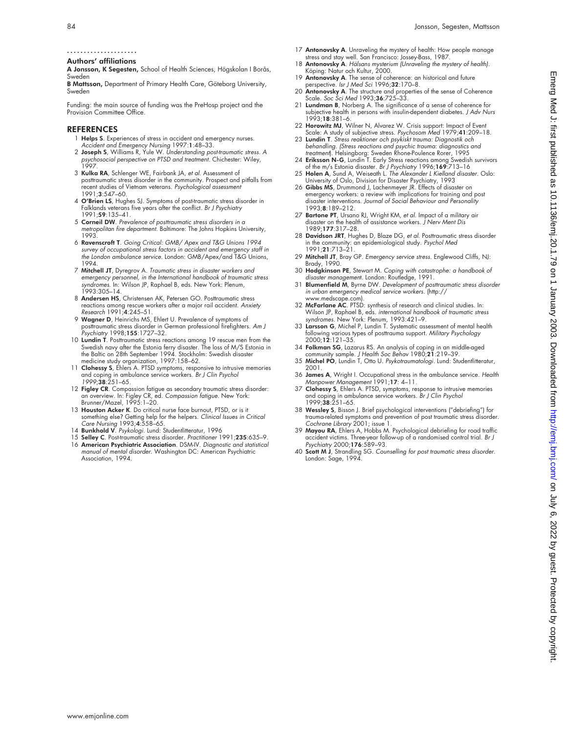### Authors' affiliations

**A Jonsson, K Segesten,** School of Health Sciences, Högskolan I Borås, Sweden

**B Mattsson,** Department of Primary Health Care, Göteborg University, Sweden

Funding: the main source of funding was the PreHosp project and the Provision Committee Office.

## REFERENCES

1. **Helps S**. Experiences of stress in accident and emergency nurses. *Accident and Emergency Nursing* 1997:**1**:48–33.
2. **Joseph S**, Williams R, Yule W. *Understanding post-traumatic stress. A psychosocial perspective on PTSD and treatment.* Chichester: Wiley, 1997.
3. **Kulka RA**, Schlenger WE, Fairbank JA, *et al.* Assessment of posttraumatic stress disorder in the community. Prospect and pitfalls from recent studies of Vietnam veterans. *Psychological assessment* 1991;**3**:547–60.
4. **O'Brien LS**, Hughes SJ. Symptoms of post-traumatic stress disorder in Falklands veterans five years after the conflict. *Br J Psychiatry* 1991;**59**:135–41.
5. **Corneil DW**. *Prevalence of posttraumatic stress disorders in a metropolitan fire department.* Baltimore: The Johns Hopkins University, 1993.
6. **Ravenscroft T**. *Going Critical: GMB/ Apex and T&G Unions 1994 survey of occupational stress factors in accident and emergency staff in the London ambulance service.* London: GMB/Apex/and T&G Unions, 1994.
7. **Mitchell JT**, Dyregrov A. *Traumatic stress in disaster workers and emergency personnel, in the International handbook of traumatic stress syndromes.* In: Wilson JP, Raphael B, eds. New York: Plenum, 1993:305–14.
8. **Andersen HS**, Christensen AK, Petersen GO. Posttraumatic stress reactions among rescue workers after a major rail accident. *Anxiety Research* 1991;**4**:245–51.
9. **Wagner D**, Heinrichs MS, Ehlert U. Prevalence of symptoms of posttraumatic stress disorder in German professional firefighters. *Am J Psychiatry* 1998;**155**:1727–32.
10. **Lundin T**. Posttraumatic stress reactions among 19 rescue men from the Swedish navy after the Estonia ferry disaster. The loss of M/S Estonia in the Baltic on 28th September 1994. Stockholm: Swedish disaster medicine study organization, 1997:158–62.
11. **Clohessy S**, Ehlers A. PTSD symptoms, responsive to intrusive memories and coping in ambulance service workers. *Br J Clin Psychol 1999*;**38**:251–65.
12. **Figley CR**. Compassion fatigue as secondary traumatic stress disorder: an overview. In: Figley CR, ed. *Compassion fatigue.* New York: Brunner/Mazel, 1995:1–20.
13. **Houston Acker K**. Do critical nurse face burnout, PTSD, or is it something else? Getting help for the helpers. *Clinical Issues in Critical Care Nursing* 1993;**4**:558–65.
14. **Bunkhold V**. *Psykologi.* Lund: Studentlitteratur, 1996
15. **Selley C**. Post-traumatic stress disorder. *Practitioner* 1991;**235**:635–9.
16. **American Psychiatric Association**. DSM-IV. *Diagnostic and statistical manual of mental disorder.* Washington DC: American Psychiatric Association, 1994.
17. **Antonovsky A**. Unraveling the mystery of health: How people manage stress and stay well. San Francisco: Jossey-Bass, 1987.
18. **Antonovsky A**. *Hälsans mysterium (Unraveling the mystery of health).* Köping: Natur och Kultur, 2000.
19. **Antonovsky A**. The sense of coherence: an historical and future perspective. *Isr J Med Sci* 1996;**32**:170–8.
20. **Antonovsky A**. The structure and properties of the sense of Coherence Scale. *Soc Sci Med* 1993;**36**:725–33.
21. **Lundman B**, Norberg A. The significance of a sense of coherence for subjective health in persons with insulin-dependent diabetes. *J Adv Nurs* 1993;**18**:381–6.
22. **Horowitz MJ**, Wilner N, Alvarez W. Crisis support: Impact of Event Scale: A study of subjective stress. *Psychosom Med* 1979;**41**:209–18.
23. **Lundin T**. *Stress reaktioner och psykiskt trauma: Diagnostik och behandling. (Stress reactions and psychic trauma: diagnostics and treatment).* Helsingborg: Sweden Rhone-Poulence Rorer, 1995
24. **Eriksson N-G**, Lundin T. Early Stress reactions among Swedish survivors of the m/s Estonia disaster. *Br J Psychiatry* 1996;**169**:713–16
25. **Holen A**, Sund A, Weiseath L. *The Alexander L Kielland disaster.* Oslo: University of Oslo, Division for Disaster Psychiatry, 1993
26. **Gibbs MS**, Drummond J, Lachenmeyer JR. Effects of disaster on emergency workers: a review with implications for training and post disaster interventions. *Journal of Social Behaviour and Personality* 1993;**8**:189–212.
27. **Bartone PT**, Ursano RJ, Wright KM, *et al.* Impact of a military air disaster on the health of assistance workers. *J Nerv Ment Dis* 1989;**177**:317–28.
28. **Davidson JRT**, Hughes D, Blaze DG, *et al.* Posttraumatic stress disorder in the community: an epidemiological study. *Psychol Med* 1991;**21**:713–21.
29. **Mitchell JT**, Bray GP. *Emergency service stress.* Englewood Cliffs, NJ: Brady, 1990.
30. **Hodgkinson PE**, Stewart M. *Coping with catastrophe: a handbook of disaster management*. London: Routledge, 1991.
31. **Blumenfield M**, Byrne DW. *Development of posttraumatic stress disorder in urban emergency medical service workers.* (http://www.medscape.com).
32. **McFarlane AC**. PTSD: synthesis of research and clinical studies. In: Wilson JP, Raphael B, eds. *international handbook of traumatic stress syndromes.* New York: Plenum, 1993:421–9.
33. **Larsson G**, Michel P, Lundin T. Systematic assessment of mental health following various types of posttrauma support. *Military Psychology* 2000;**12**:121–35.
34. **Folkman SG**, Lazarus RS. An analysis of coping in an middle-aged community sample. *J Health Soc Behav* 1980;**21**:219–39.
35. **Michel PO**, Lundin T, Otto U. *Psykotraumatologi.* Lund: Studentlitteratur, 2001.
36. **James A**, Wright I. Occupational stress in the ambulance service. *Health Manpower Management* 1991;**17**: 4–11.
37. **Clohessy S**, Ehlers A. PTSD, symptoms, response to intrusive memories and coping in ambulance service workers. *Br J Clin Psychol* 1999;**38**:251–65.
38. **Wessley S**, Bisson J. Brief psychological interventions ("debriefing") for trauma-related symptoms and prevention of post traumatic stress disorder. *Cochrane Library* 2001; issue 1.
39. **Mayou RA**, Ehlers A, Hobbs M. Psychological debriefing for road traffic accident victims. Three-year follow-up of a randomised control trial. *Br J Psychiatry* 2000;**176**:589–93.
40. **Scott M J**, Strandling SG. *Counselling for post traumatic stress disorder.* London: Sage, 1994.